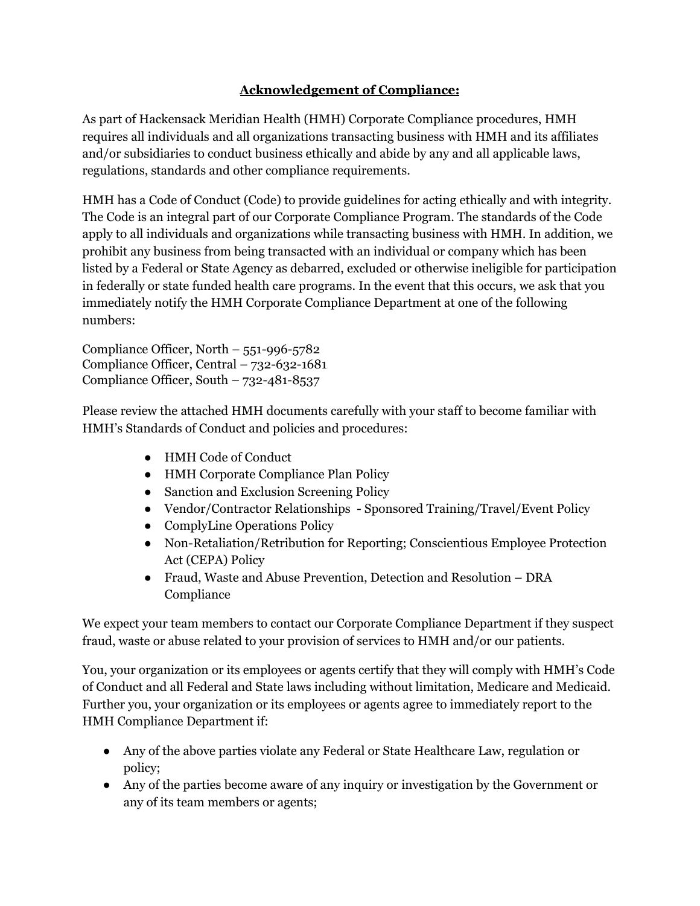# **Acknowledgement of Compliance:**

As part of Hackensack Meridian Health (HMH) Corporate Compliance procedures, HMH requires all individuals and all organizations transacting business with HMH and its affiliates and/or subsidiaries to conduct business ethically and abide by any and all applicable laws, regulations, standards and other compliance requirements.

HMH has a Code of Conduct (Code) to provide guidelines for acting ethically and with integrity. The Code is an integral part of our Corporate Compliance Program. The standards of the Code apply to all individuals and organizations while transacting business with HMH. In addition, we prohibit any business from being transacted with an individual or company which has been listed by a Federal or State Agency as debarred, excluded or otherwise ineligible for participation in federally or state funded health care programs. In the event that this occurs, we ask that you immediately notify the HMH Corporate Compliance Department at one of the following numbers:

Compliance Officer, North – 551-996-5782
Compliance Officer, Central – 732-632-1681
Compliance Officer, South – 732-481-8537

Please review the attached HMH documents carefully with your staff to become familiar with HMH's Standards of Conduct and policies and procedures:

- HMH Code of Conduct
- HMH Corporate Compliance Plan Policy
- Sanction and Exclusion Screening Policy
- Vendor/Contractor Relationships - Sponsored Training/Travel/Event Policy
- ComplyLine Operations Policy
- Non-Retaliation/Retribution for Reporting; Conscientious Employee Protection Act (CEPA) Policy
- Fraud, Waste and Abuse Prevention, Detection and Resolution – DRA Compliance

We expect your team members to contact our Corporate Compliance Department if they suspect fraud, waste or abuse related to your provision of services to HMH and/or our patients.

You, your organization or its employees or agents certify that they will comply with HMH's Code of Conduct and all Federal and State laws including without limitation, Medicare and Medicaid. Further you, your organization or its employees or agents agree to immediately report to the HMH Compliance Department if:

- Any of the above parties violate any Federal or State Healthcare Law, regulation or policy;
- Any of the parties become aware of any inquiry or investigation by the Government or any of its team members or agents;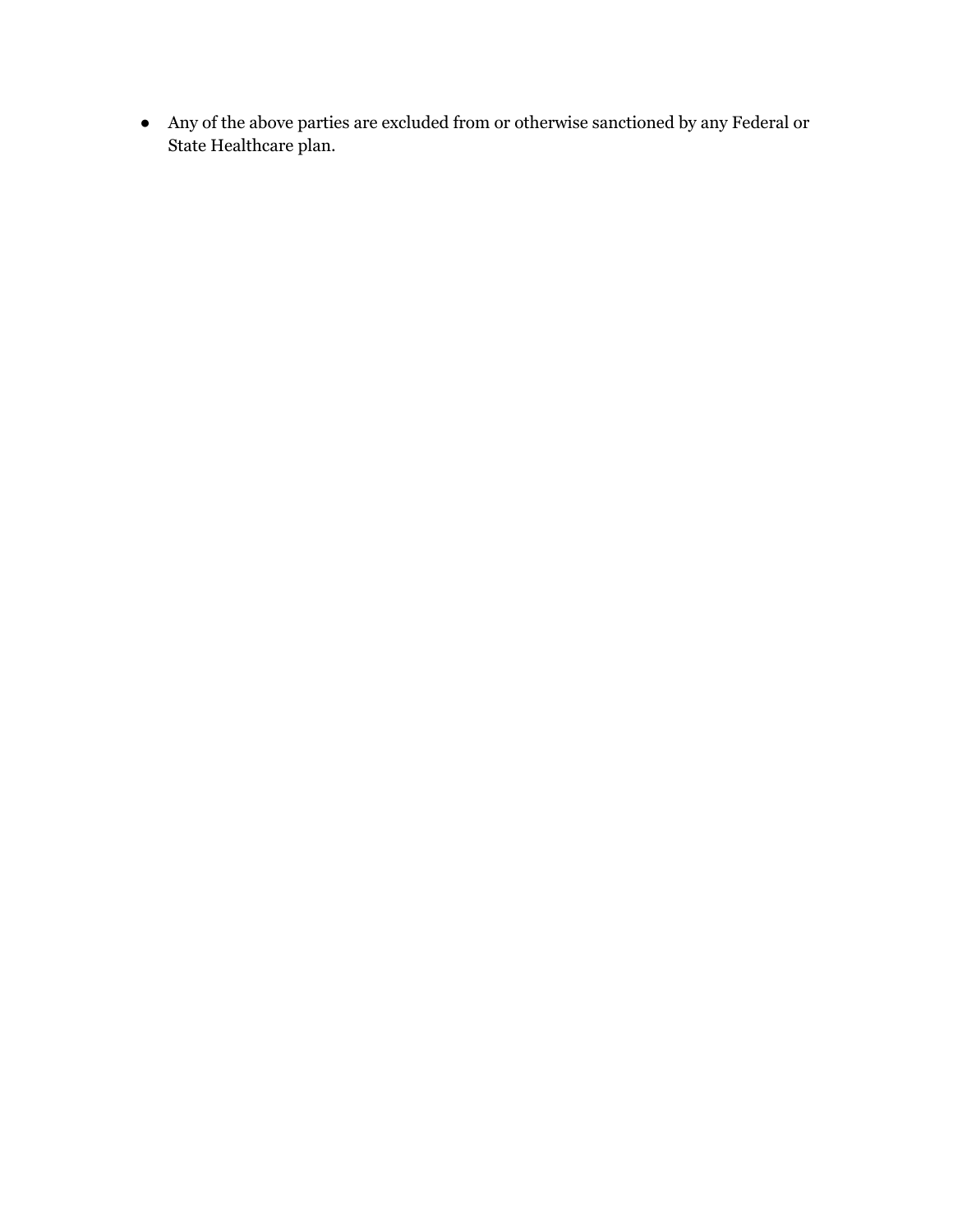- Any of the above parties are excluded from or otherwise sanctioned by any Federal or State Healthcare plan.